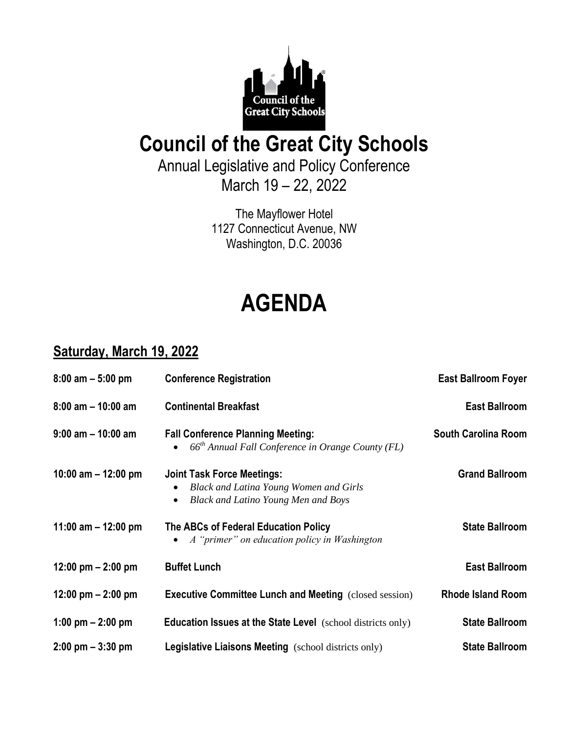# Council of the Great City Schools

Annual Legislative and Policy Conference

March 19 – 22, 2022

The Mayflower Hotel
1127 Connecticut Avenue, NW
Washington, D.C. 20036

# AGENDA

## Saturday, March 19, 2022

| | | |
|---|---|---|
| **8:00 am – 5:00 pm** | **Conference Registration** | **East Ballroom Foyer** |
| **8:00 am – 10:00 am** | **Continental Breakfast** | **East Ballroom** |
| **9:00 am – 10:00 am** | **Fall Conference Planning Meeting:** <br> • *66th Annual Fall Conference in Orange County (FL)* | **South Carolina Room** |
| **10:00 am – 12:00 pm** | **Joint Task Force Meetings:** <br> • *Black and Latina Young Women and Girls* <br> • *Black and Latino Young Men and Boys* | **Grand Ballroom** |
| **11:00 am – 12:00 pm** | **The ABCs of Federal Education Policy** <br> • *A "primer" on education policy in Washington* | **State Ballroom** |
| **12:00 pm – 2:00 pm** | **Buffet Lunch** | **East Ballroom** |
| **12:00 pm – 2:00 pm** | **Executive Committee Lunch and Meeting** (closed session) | **Rhode Island Room** |
| **1:00 pm – 2:00 pm** | **Education Issues at the State Level** (school districts only) | **State Ballroom** |
| **2:00 pm – 3:30 pm** | **Legislative Liaisons Meeting** (school districts only) | **State Ballroom** |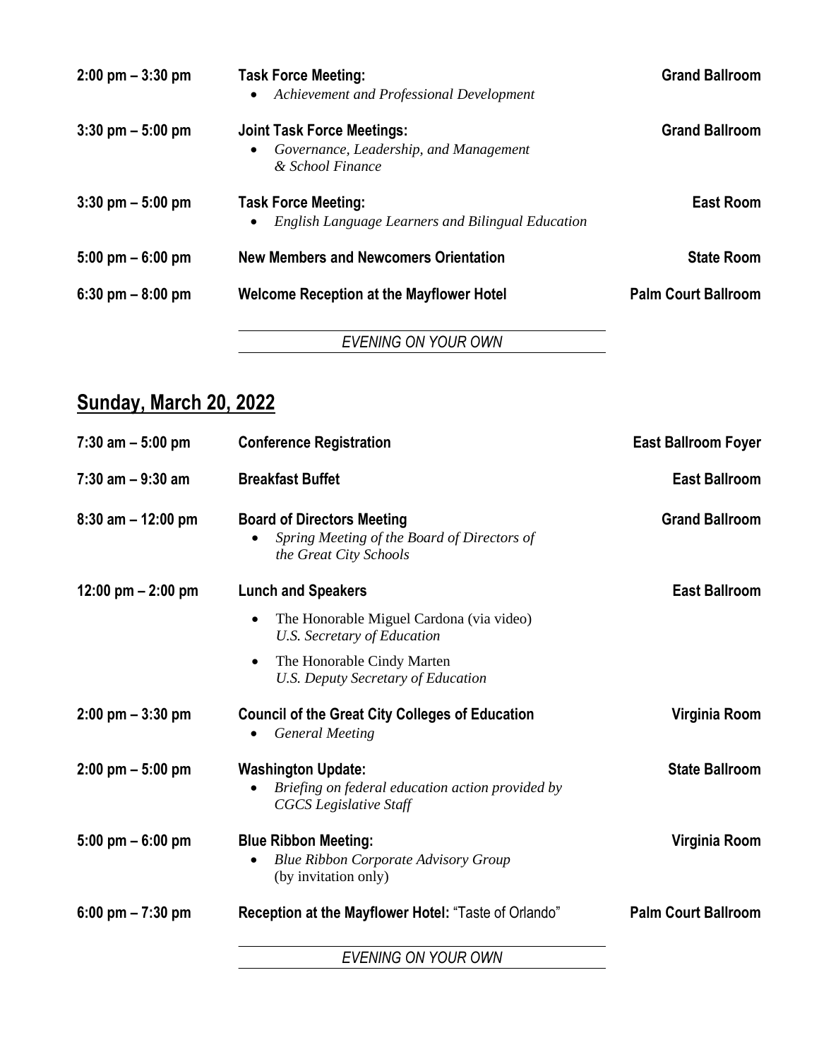| | | |
|---|---|---|
| **2:00 pm – 3:30 pm** | **Task Force Meeting:**<br>• *Achievement and Professional Development* | **Grand Ballroom** |
| **3:30 pm – 5:00 pm** | **Joint Task Force Meetings:**<br>• *Governance, Leadership, and Management & School Finance* | **Grand Ballroom** |
| **3:30 pm – 5:00 pm** | **Task Force Meeting:**<br>• *English Language Learners and Bilingual Education* | **East Room** |
| **5:00 pm – 6:00 pm** | **New Members and Newcomers Orientation** | **State Room** |
| **6:30 pm – 8:00 pm** | **Welcome Reception at the Mayflower Hotel** | **Palm Court Ballroom** |

*EVENING ON YOUR OWN*

## Sunday, March 20, 2022

| | | |
|---|---|---|
| **7:30 am – 5:00 pm** | **Conference Registration** | **East Ballroom Foyer** |
| **7:30 am – 9:30 am** | **Breakfast Buffet** | **East Ballroom** |
| **8:30 am – 12:00 pm** | **Board of Directors Meeting**<br>• *Spring Meeting of the Board of Directors of the Great City Schools* | **Grand Ballroom** |
| **12:00 pm – 2:00 pm** | **Lunch and Speakers**<br>• The Honorable Miguel Cardona (via video) *U.S. Secretary of Education*<br>• The Honorable Cindy Marten *U.S. Deputy Secretary of Education* | **East Ballroom** |
| **2:00 pm – 3:30 pm** | **Council of the Great City Colleges of Education**<br>• *General Meeting* | **Virginia Room** |
| **2:00 pm – 5:00 pm** | **Washington Update:**<br>• *Briefing on federal education action provided by CGCS Legislative Staff* | **State Ballroom** |
| **5:00 pm – 6:00 pm** | **Blue Ribbon Meeting:**<br>• *Blue Ribbon Corporate Advisory Group* (by invitation only) | **Virginia Room** |
| **6:00 pm – 7:30 pm** | **Reception at the Mayflower Hotel:** "Taste of Orlando" | **Palm Court Ballroom** |

*EVENING ON YOUR OWN*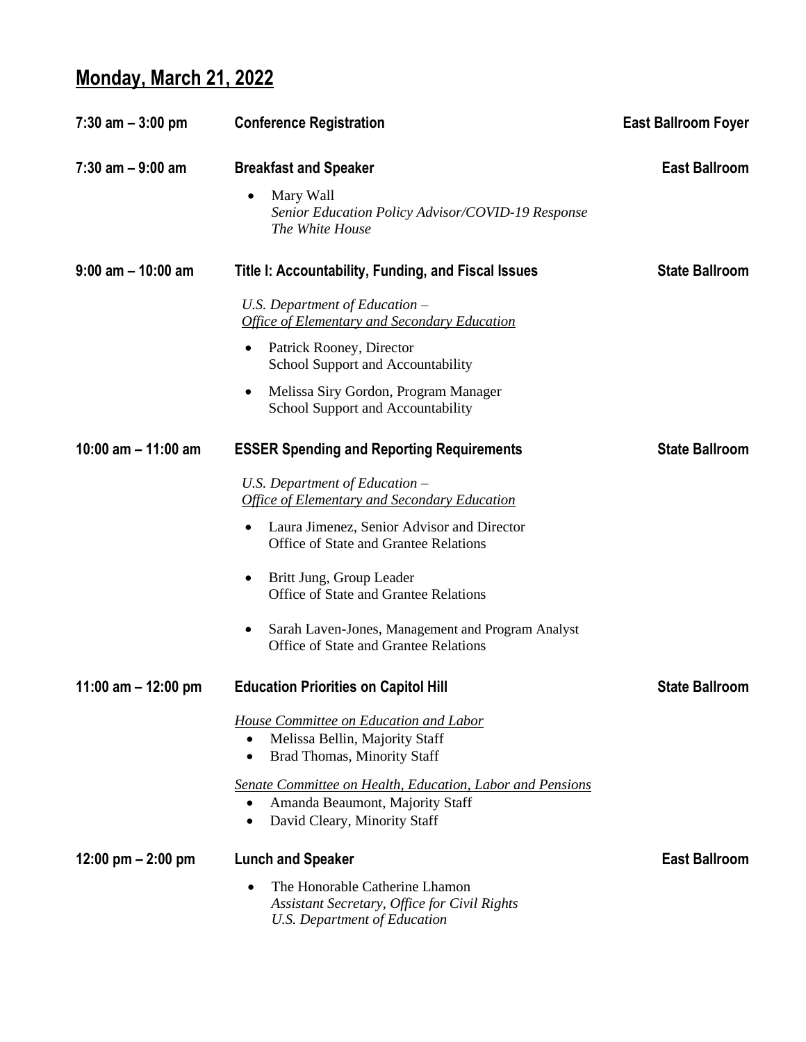## Monday, March 21, 2022

**7:30 am – 3:00 pm** **Conference Registration** **East Ballroom Foyer**

**7:30 am – 9:00 am** **Breakfast and Speaker** **East Ballroom**

- Mary Wall
  *Senior Education Policy Advisor/COVID-19 Response*
  *The White House*

**9:00 am – 10:00 am** **Title I: Accountability, Funding, and Fiscal Issues** **State Ballroom**

*U.S. Department of Education –*
*Office of Elementary and Secondary Education*

- Patrick Rooney, Director
  School Support and Accountability
- Melissa Siry Gordon, Program Manager
  School Support and Accountability

**10:00 am – 11:00 am** **ESSER Spending and Reporting Requirements** **State Ballroom**

*U.S. Department of Education –*
*Office of Elementary and Secondary Education*

- Laura Jimenez, Senior Advisor and Director
  Office of State and Grantee Relations
- Britt Jung, Group Leader
  Office of State and Grantee Relations
- Sarah Laven-Jones, Management and Program Analyst
  Office of State and Grantee Relations

**11:00 am – 12:00 pm** **Education Priorities on Capitol Hill** **State Ballroom**

*House Committee on Education and Labor*

- Melissa Bellin, Majority Staff
- Brad Thomas, Minority Staff

*Senate Committee on Health, Education, Labor and Pensions*

- Amanda Beaumont, Majority Staff
- David Cleary, Minority Staff

**12:00 pm – 2:00 pm** **Lunch and Speaker** **East Ballroom**

- The Honorable Catherine Lhamon
  *Assistant Secretary, Office for Civil Rights*
  *U.S. Department of Education*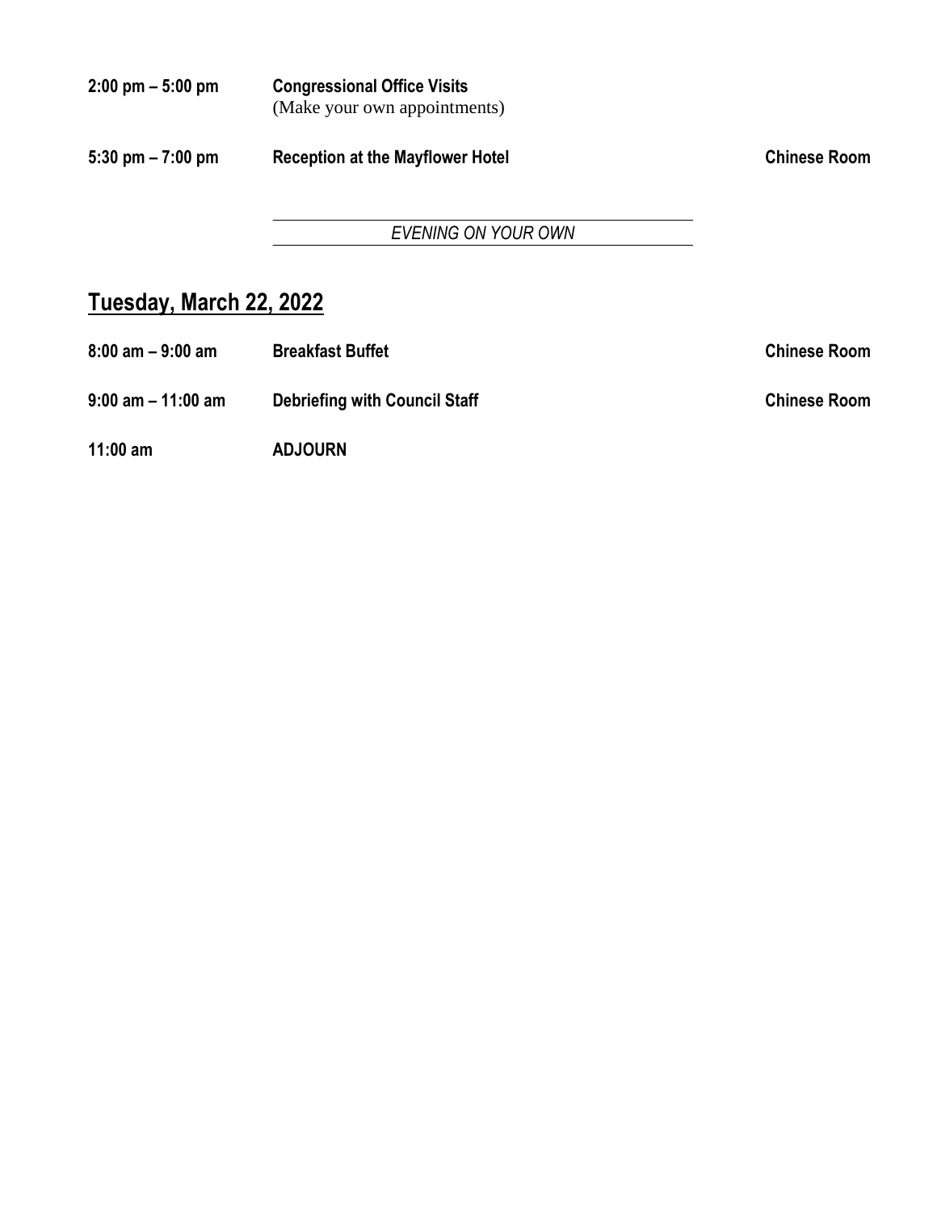| | | |
|---|---|---|
| **2:00 pm – 5:00 pm** | **Congressional Office Visits**<br>(Make your own appointments) | |
| **5:30 pm – 7:00 pm** | **Reception at the Mayflower Hotel** | **Chinese Room** |

*EVENING ON YOUR OWN*

## Tuesday, March 22, 2022

| | | |
|---|---|---|
| **8:00 am – 9:00 am** | **Breakfast Buffet** | **Chinese Room** |
| **9:00 am – 11:00 am** | **Debriefing with Council Staff** | **Chinese Room** |
| **11:00 am** | **ADJOURN** | |